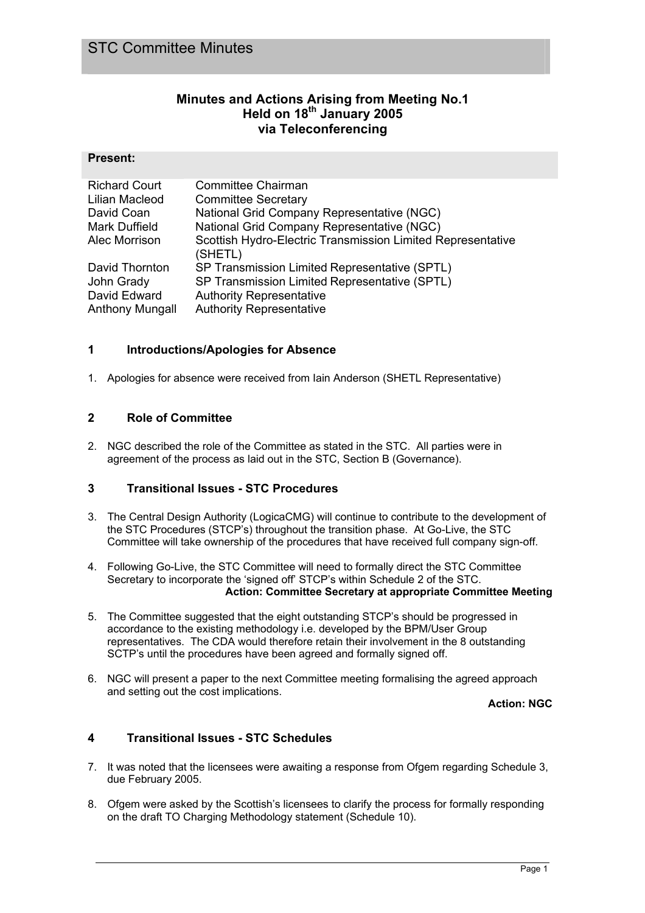# STC Committee Minutes

## Minutes and Actions Arising from Meeting No.1
## Held on 18th January 2005
## via Teleconferencing

### Present:

| | |
|---|---|
| Richard Court | Committee Chairman |
| Lilian Macleod | Committee Secretary |
| David Coan | National Grid Company Representative (NGC) |
| Mark Duffield | National Grid Company Representative (NGC) |
| Alec Morrison | Scottish Hydro-Electric Transmission Limited Representative (SHETL) |
| David Thornton | SP Transmission Limited Representative (SPTL) |
| John Grady | SP Transmission Limited Representative (SPTL) |
| David Edward | Authority Representative |
| Anthony Mungall | Authority Representative |

### 1 Introductions/Apologies for Absence

1. Apologies for absence were received from Iain Anderson (SHETL Representative)

### 2 Role of Committee

2. NGC described the role of the Committee as stated in the STC. All parties were in agreement of the process as laid out in the STC, Section B (Governance).

### 3 Transitional Issues - STC Procedures

3. The Central Design Authority (LogicaCMG) will continue to contribute to the development of the STC Procedures (STCP's) throughout the transition phase. At Go-Live, the STC Committee will take ownership of the procedures that have received full company sign-off.

4. Following Go-Live, the STC Committee will need to formally direct the STC Committee Secretary to incorporate the 'signed off' STCP's within Schedule 2 of the STC.
   **Action: Committee Secretary at appropriate Committee Meeting**

5. The Committee suggested that the eight outstanding STCP's should be progressed in accordance to the existing methodology i.e. developed by the BPM/User Group representatives. The CDA would therefore retain their involvement in the 8 outstanding SCTP's until the procedures have been agreed and formally signed off.

6. NGC will present a paper to the next Committee meeting formalising the agreed approach and setting out the cost implications.
   **Action: NGC**

### 4 Transitional Issues - STC Schedules

7. It was noted that the licensees were awaiting a response from Ofgem regarding Schedule 3, due February 2005.

8. Ofgem were asked by the Scottish's licensees to clarify the process for formally responding on the draft TO Charging Methodology statement (Schedule 10).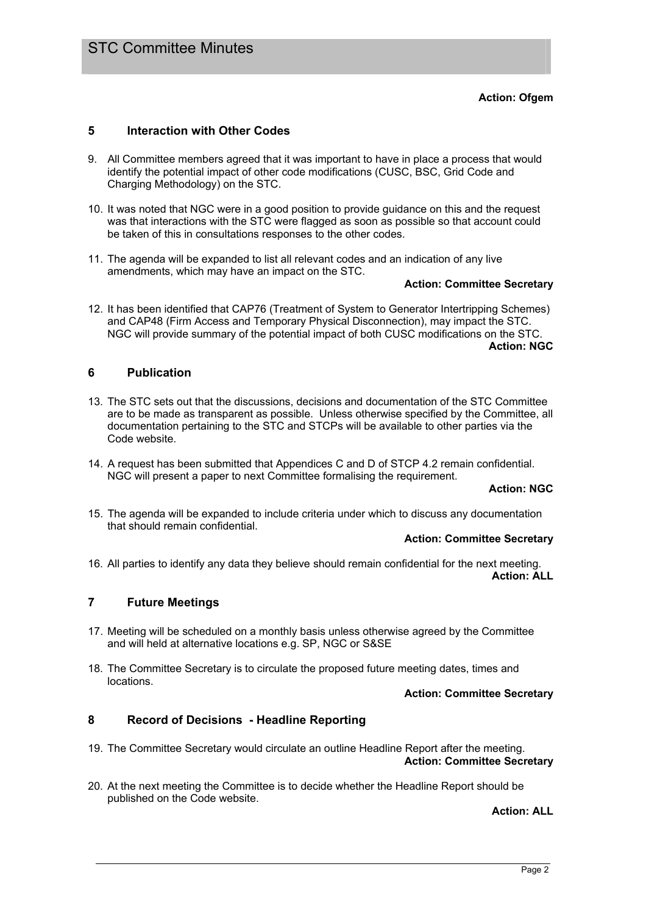**Action: Ofgem**

## 5 Interaction with Other Codes

9. All Committee members agreed that it was important to have in place a process that would identify the potential impact of other code modifications (CUSC, BSC, Grid Code and Charging Methodology) on the STC.

10. It was noted that NGC were in a good position to provide guidance on this and the request was that interactions with the STC were flagged as soon as possible so that account could be taken of this in consultations responses to the other codes.

11. The agenda will be expanded to list all relevant codes and an indication of any live amendments, which may have an impact on the STC.

    **Action: Committee Secretary**

12. It has been identified that CAP76 (Treatment of System to Generator Intertripping Schemes) and CAP48 (Firm Access and Temporary Physical Disconnection), may impact the STC. NGC will provide summary of the potential impact of both CUSC modifications on the STC.

    **Action: NGC**

## 6 Publication

13. The STC sets out that the discussions, decisions and documentation of the STC Committee are to be made as transparent as possible. Unless otherwise specified by the Committee, all documentation pertaining to the STC and STCPs will be available to other parties via the Code website.

14. A request has been submitted that Appendices C and D of STCP 4.2 remain confidential. NGC will present a paper to next Committee formalising the requirement.

    **Action: NGC**

15. The agenda will be expanded to include criteria under which to discuss any documentation that should remain confidential.

    **Action: Committee Secretary**

16. All parties to identify any data they believe should remain confidential for the next meeting.

    **Action: ALL**

## 7 Future Meetings

17. Meeting will be scheduled on a monthly basis unless otherwise agreed by the Committee and will held at alternative locations e.g. SP, NGC or S&SE

18. The Committee Secretary is to circulate the proposed future meeting dates, times and locations.

    **Action: Committee Secretary**

## 8 Record of Decisions - Headline Reporting

19. The Committee Secretary would circulate an outline Headline Report after the meeting.

    **Action: Committee Secretary**

20. At the next meeting the Committee is to decide whether the Headline Report should be published on the Code website.

    **Action: ALL**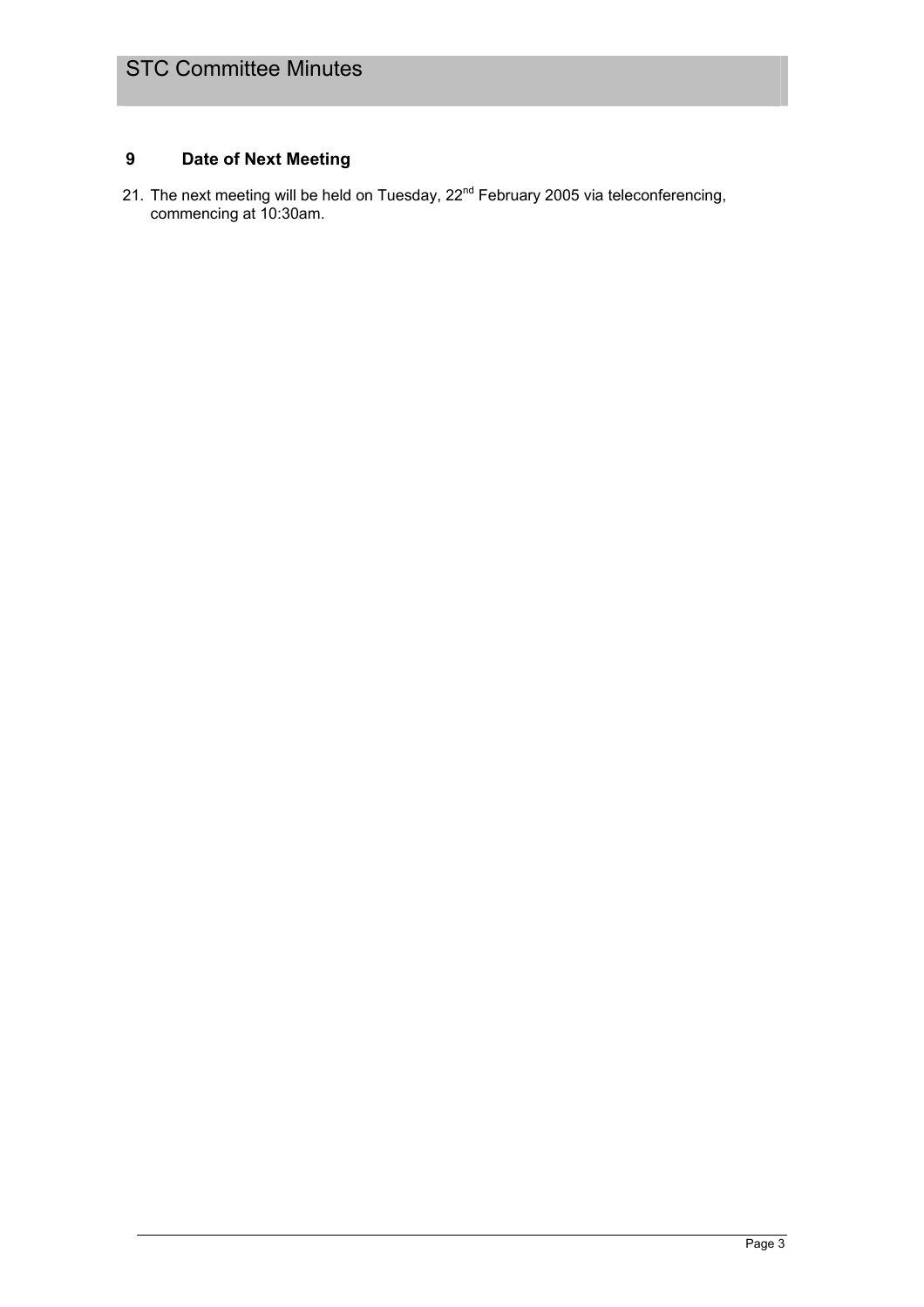## 9 Date of Next Meeting

21. The next meeting will be held on Tuesday, 22nd February 2005 via teleconferencing, commencing at 10:30am.